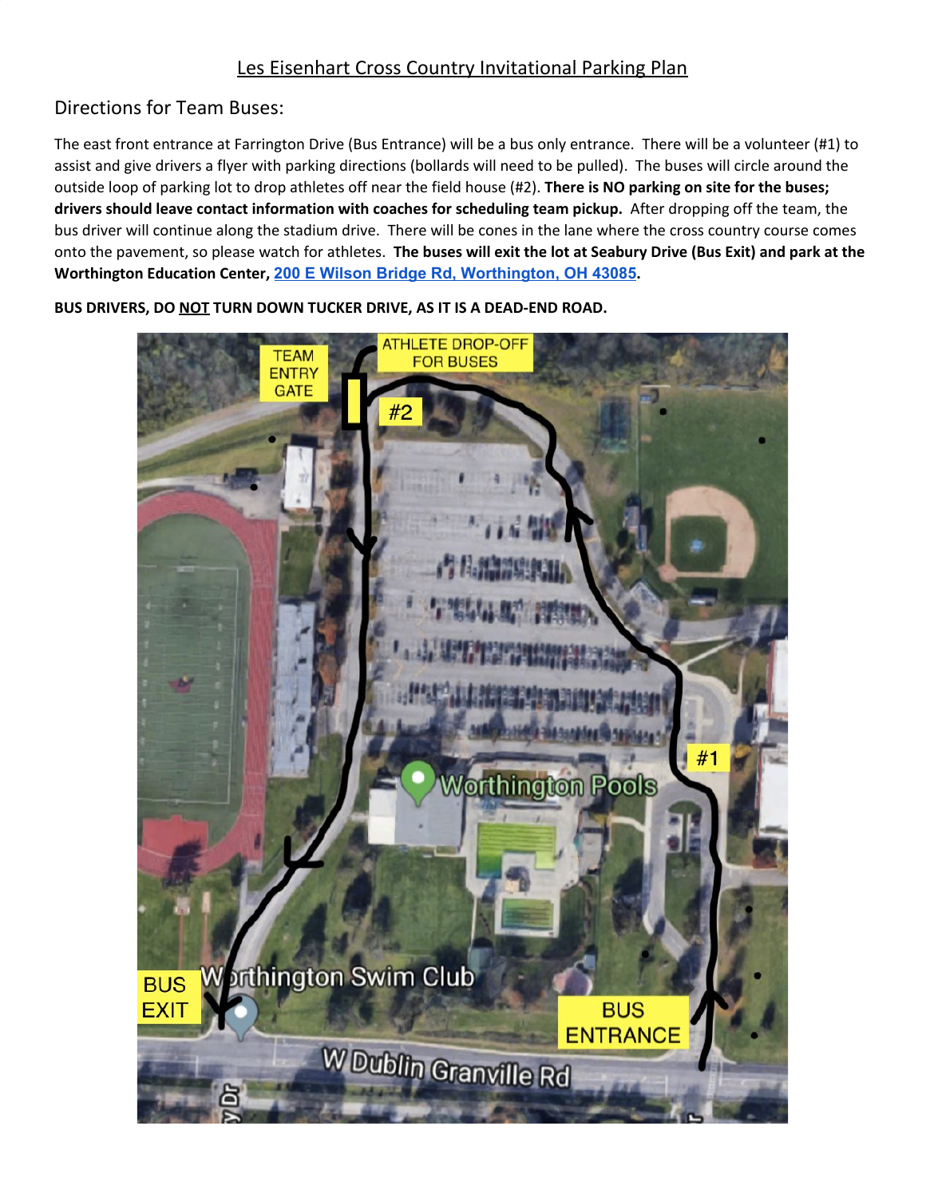# Les Eisenhart Cross Country Invitational Parking Plan

## Directions for Team Buses:

The east front entrance at Farrington Drive (Bus Entrance) will be a bus only entrance. There will be a volunteer (#1) to assist and give drivers a flyer with parking directions (bollards will need to be pulled). The buses will circle around the outside loop of parking lot to drop athletes off near the field house (#2). **There is NO parking on site for the buses; drivers should leave contact information with coaches for scheduling team pickup.** After dropping off the team, the bus driver will continue along the stadium drive. There will be cones in the lane where the cross country course comes onto the pavement, so please watch for athletes. **The buses will exit the lot at Seabury Drive (Bus Exit) and park at the Worthington Education Center, [200 E Wilson Bridge Rd, Worthington, OH 43085](200 E Wilson Bridge Rd, Worthington, OH 43085).**

**BUS DRIVERS, DO NOT TURN DOWN TUCKER DRIVE, AS IT IS A DEAD-END ROAD.**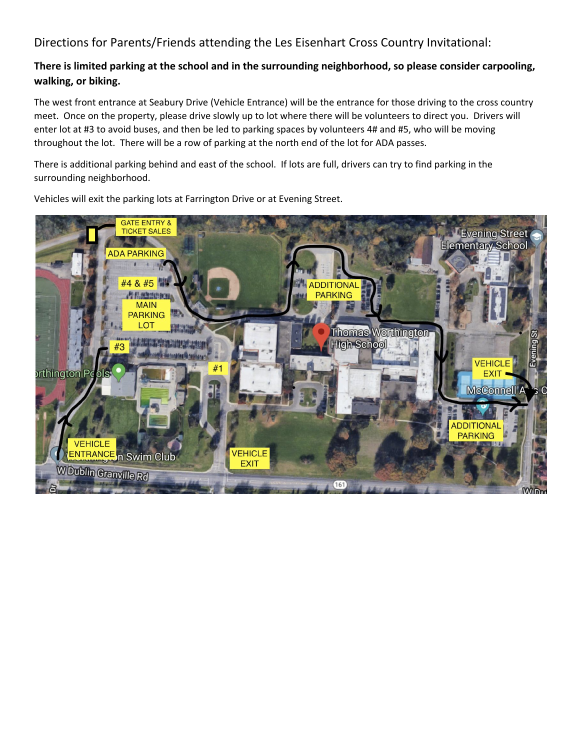Directions for Parents/Friends attending the Les Eisenhart Cross Country Invitational:

**There is limited parking at the school and in the surrounding neighborhood, so please consider carpooling, walking, or biking.**

The west front entrance at Seabury Drive (Vehicle Entrance) will be the entrance for those driving to the cross country meet. Once on the property, please drive slowly up to lot where there will be volunteers to direct you. Drivers will enter lot at #3 to avoid buses, and then be led to parking spaces by volunteers 4# and #5, who will be moving throughout the lot. There will be a row of parking at the north end of the lot for ADA passes.

There is additional parking behind and east of the school. If lots are full, drivers can try to find parking in the surrounding neighborhood.

Vehicles will exit the parking lots at Farrington Drive or at Evening Street.

GATE ENTRY & TICKET SALES

ADA PARKING

#4 & #5

MAIN PARKING LOT

#3

#1

ADDITIONAL PARKING

Thomas Worthington High School

Evening Street Elementary School

VEHICLE EXIT

ADDITIONAL PARKING

VEHICLE ENTRANCE

VEHICLE EXIT

W Dublin Granville Rd